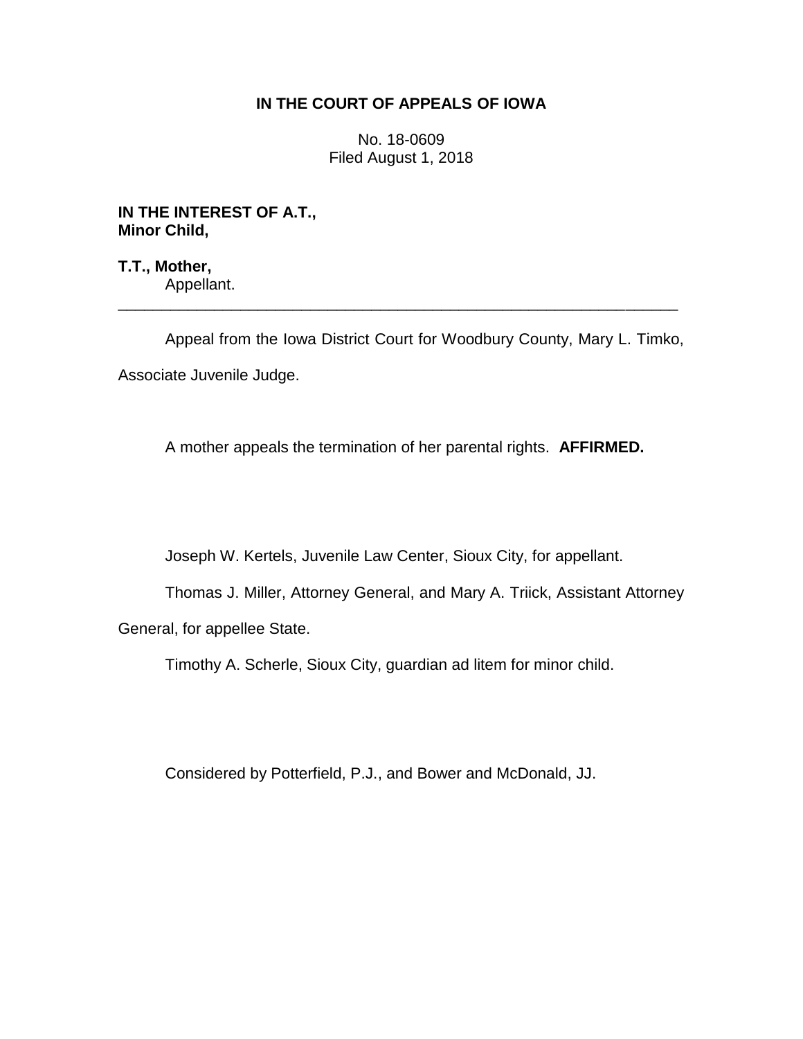**IN THE COURT OF APPEALS OF IOWA**

No. 18-0609
Filed August 1, 2018

**IN THE INTEREST OF A.T.,**
**Minor Child,**

**T.T., Mother,**
Appellant.

---

Appeal from the Iowa District Court for Woodbury County, Mary L. Timko, Associate Juvenile Judge.

A mother appeals the termination of her parental rights. **AFFIRMED.**

Joseph W. Kertels, Juvenile Law Center, Sioux City, for appellant.

Thomas J. Miller, Attorney General, and Mary A. Triick, Assistant Attorney General, for appellee State.

Timothy A. Scherle, Sioux City, guardian ad litem for minor child.

Considered by Potterfield, P.J., and Bower and McDonald, JJ.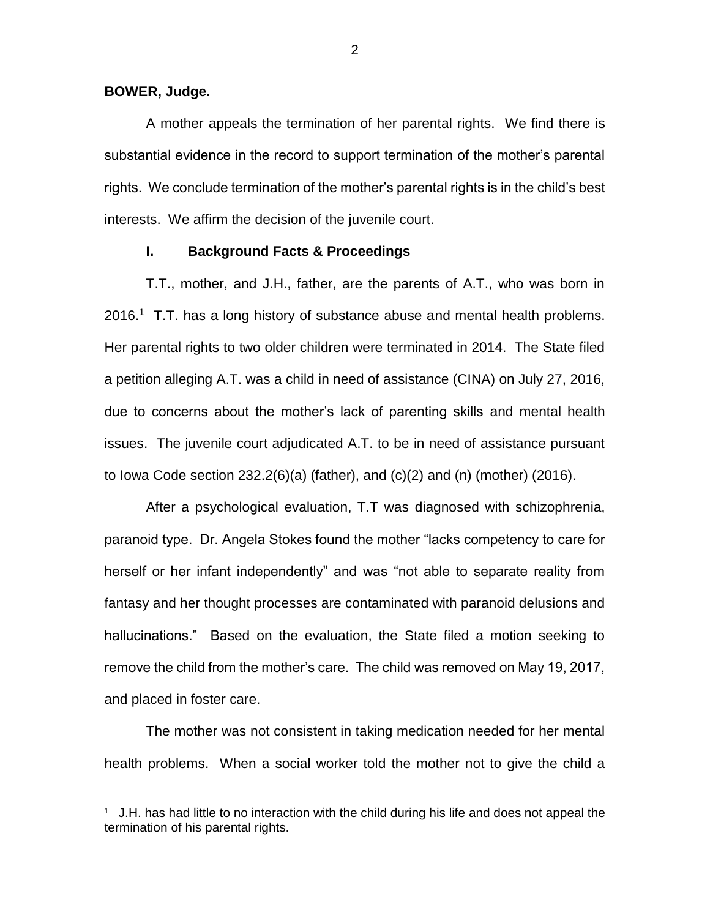**BOWER, Judge.**

A mother appeals the termination of her parental rights. We find there is substantial evidence in the record to support termination of the mother's parental rights. We conclude termination of the mother's parental rights is in the child's best interests. We affirm the decision of the juvenile court.

## I. Background Facts & Proceedings

T.T., mother, and J.H., father, are the parents of A.T., who was born in 2016.[1] T.T. has a long history of substance abuse and mental health problems. Her parental rights to two older children were terminated in 2014. The State filed a petition alleging A.T. was a child in need of assistance (CINA) on July 27, 2016, due to concerns about the mother's lack of parenting skills and mental health issues. The juvenile court adjudicated A.T. to be in need of assistance pursuant to Iowa Code section 232.2(6)(a) (father), and (c)(2) and (n) (mother) (2016).

After a psychological evaluation, T.T was diagnosed with schizophrenia, paranoid type. Dr. Angela Stokes found the mother "lacks competency to care for herself or her infant independently" and was "not able to separate reality from fantasy and her thought processes are contaminated with paranoid delusions and hallucinations." Based on the evaluation, the State filed a motion seeking to remove the child from the mother's care. The child was removed on May 19, 2017, and placed in foster care.

The mother was not consistent in taking medication needed for her mental health problems. When a social worker told the mother not to give the child a

[1] J.H. has had little to no interaction with the child during his life and does not appeal the termination of his parental rights.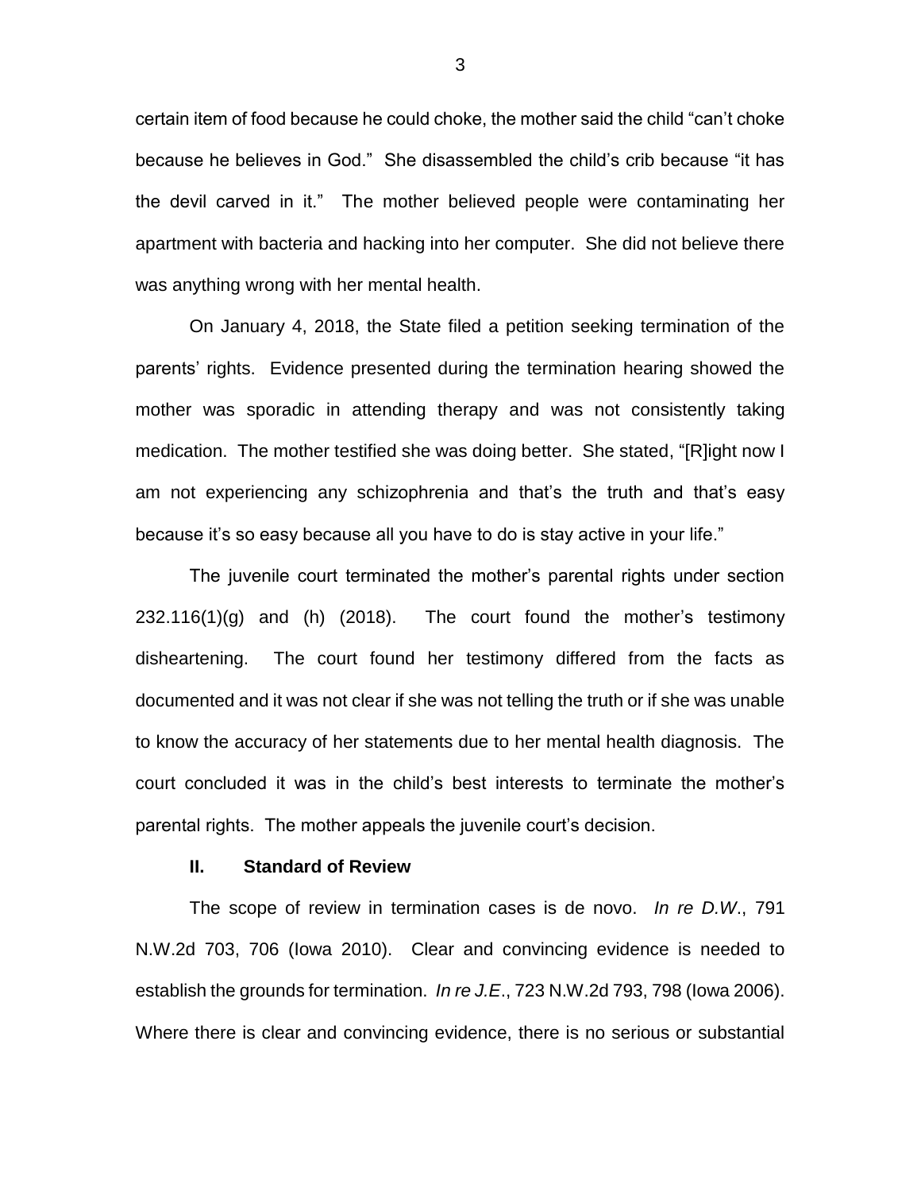certain item of food because he could choke, the mother said the child "can't choke because he believes in God." She disassembled the child's crib because "it has the devil carved in it." The mother believed people were contaminating her apartment with bacteria and hacking into her computer. She did not believe there was anything wrong with her mental health.

On January 4, 2018, the State filed a petition seeking termination of the parents' rights. Evidence presented during the termination hearing showed the mother was sporadic in attending therapy and was not consistently taking medication. The mother testified she was doing better. She stated, "[R]ight now I am not experiencing any schizophrenia and that's the truth and that's easy because it's so easy because all you have to do is stay active in your life."

The juvenile court terminated the mother's parental rights under section 232.116(1)(g) and (h) (2018). The court found the mother's testimony disheartening. The court found her testimony differed from the facts as documented and it was not clear if she was not telling the truth or if she was unable to know the accuracy of her statements due to her mental health diagnosis. The court concluded it was in the child's best interests to terminate the mother's parental rights. The mother appeals the juvenile court's decision.

## II. Standard of Review

The scope of review in termination cases is de novo. *In re D.W*., 791 N.W.2d 703, 706 (Iowa 2010). Clear and convincing evidence is needed to establish the grounds for termination. *In re J.E*., 723 N.W.2d 793, 798 (Iowa 2006). Where there is clear and convincing evidence, there is no serious or substantial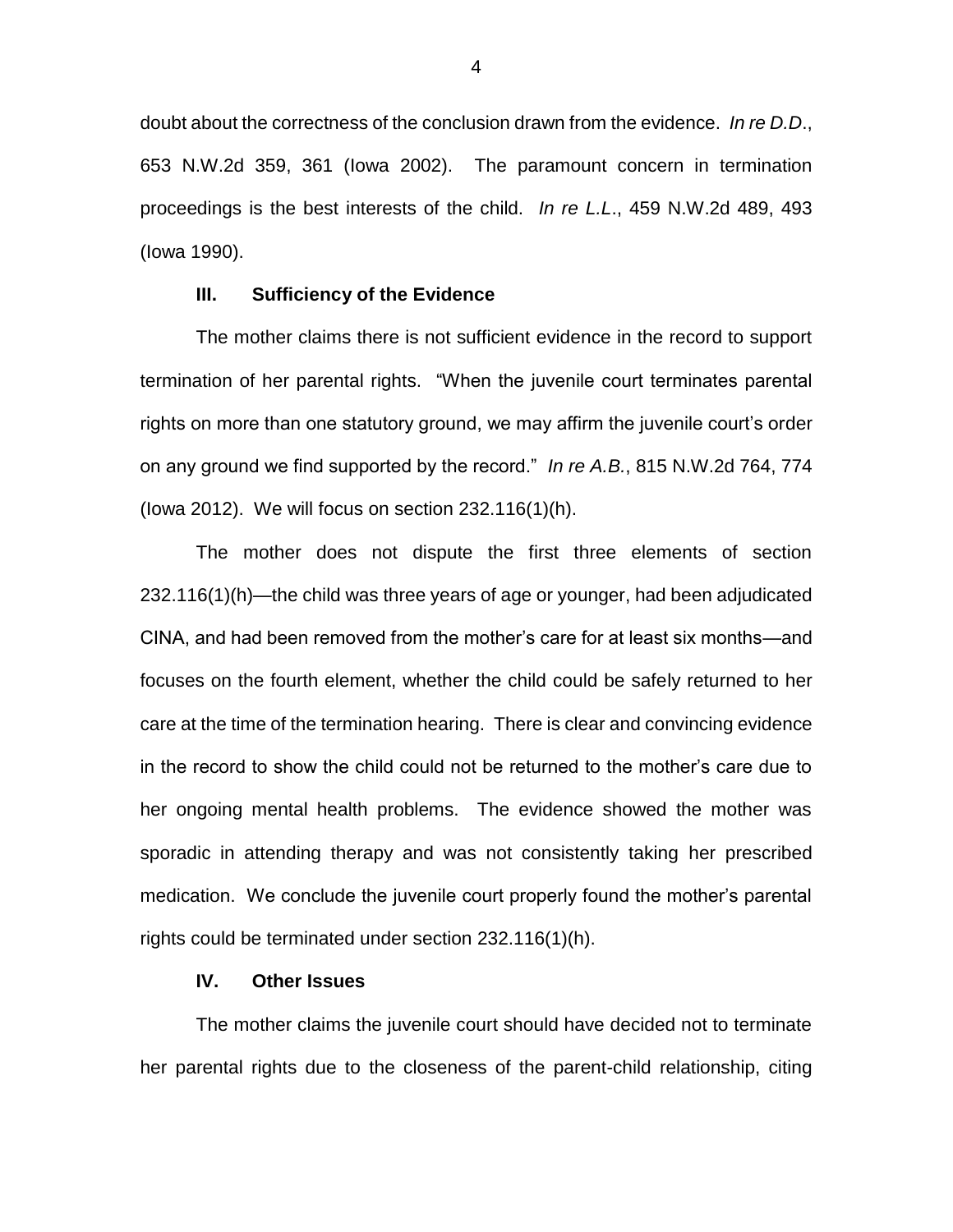doubt about the correctness of the conclusion drawn from the evidence. *In re D.D*., 653 N.W.2d 359, 361 (Iowa 2002). The paramount concern in termination proceedings is the best interests of the child. *In re L.L*., 459 N.W.2d 489, 493 (Iowa 1990).

### III. Sufficiency of the Evidence

The mother claims there is not sufficient evidence in the record to support termination of her parental rights. "When the juvenile court terminates parental rights on more than one statutory ground, we may affirm the juvenile court's order on any ground we find supported by the record." *In re A.B.*, 815 N.W.2d 764, 774 (Iowa 2012). We will focus on section 232.116(1)(h).

The mother does not dispute the first three elements of section 232.116(1)(h)—the child was three years of age or younger, had been adjudicated CINA, and had been removed from the mother's care for at least six months—and focuses on the fourth element, whether the child could be safely returned to her care at the time of the termination hearing. There is clear and convincing evidence in the record to show the child could not be returned to the mother's care due to her ongoing mental health problems. The evidence showed the mother was sporadic in attending therapy and was not consistently taking her prescribed medication. We conclude the juvenile court properly found the mother's parental rights could be terminated under section 232.116(1)(h).

### IV. Other Issues

The mother claims the juvenile court should have decided not to terminate her parental rights due to the closeness of the parent-child relationship, citing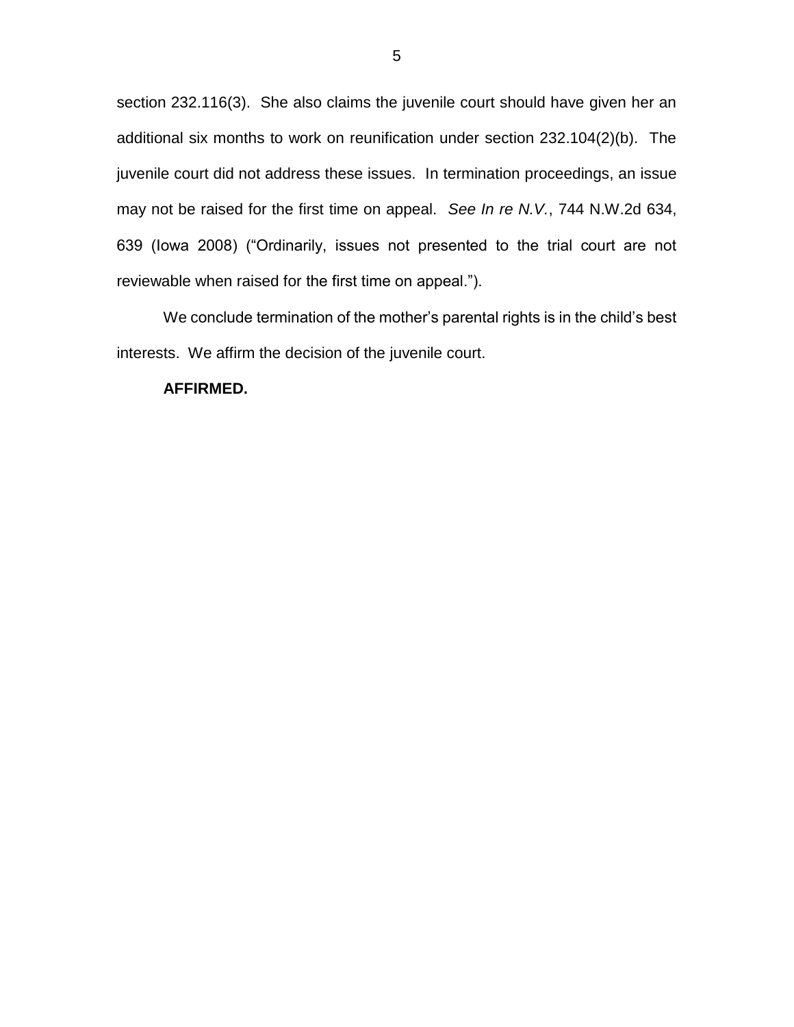section 232.116(3). She also claims the juvenile court should have given her an additional six months to work on reunification under section 232.104(2)(b). The juvenile court did not address these issues. In termination proceedings, an issue may not be raised for the first time on appeal. *See In re N.V.*, 744 N.W.2d 634, 639 (Iowa 2008) ("Ordinarily, issues not presented to the trial court are not reviewable when raised for the first time on appeal.").

We conclude termination of the mother's parental rights is in the child's best interests. We affirm the decision of the juvenile court.

**AFFIRMED.**